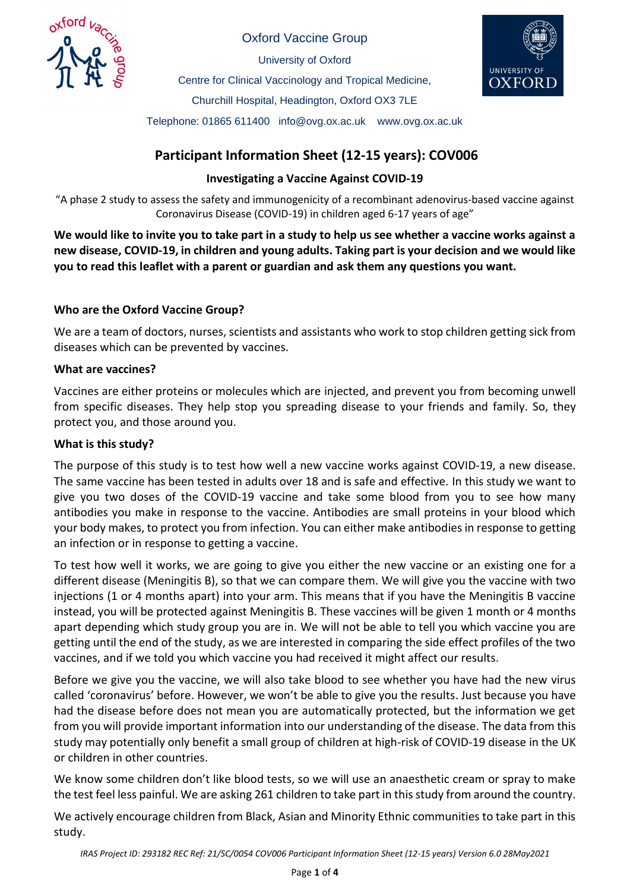Oxford Vaccine Group

University of Oxford

Centre for Clinical Vaccinology and Tropical Medicine,

Churchill Hospital, Headington, Oxford OX3 7LE

Telephone: 01865 611400 info@ovg.ox.ac.uk www.ovg.ox.ac.uk

# Participant Information Sheet (12-15 years): COV006

### Investigating a Vaccine Against COVID-19

"A phase 2 study to assess the safety and immunogenicity of a recombinant adenovirus-based vaccine against Coronavirus Disease (COVID-19) in children aged 6-17 years of age"

**We would like to invite you to take part in a study to help us see whether a vaccine works against a new disease, COVID-19, in children and young adults. Taking part is your decision and we would like you to read this leaflet with a parent or guardian and ask them any questions you want.**

### Who are the Oxford Vaccine Group?

We are a team of doctors, nurses, scientists and assistants who work to stop children getting sick from diseases which can be prevented by vaccines.

### What are vaccines?

Vaccines are either proteins or molecules which are injected, and prevent you from becoming unwell from specific diseases. They help stop you spreading disease to your friends and family. So, they protect you, and those around you.

### What is this study?

The purpose of this study is to test how well a new vaccine works against COVID-19, a new disease. The same vaccine has been tested in adults over 18 and is safe and effective. In this study we want to give you two doses of the COVID-19 vaccine and take some blood from you to see how many antibodies you make in response to the vaccine. Antibodies are small proteins in your blood which your body makes, to protect you from infection. You can either make antibodies in response to getting an infection or in response to getting a vaccine.

To test how well it works, we are going to give you either the new vaccine or an existing one for a different disease (Meningitis B), so that we can compare them. We will give you the vaccine with two injections (1 or 4 months apart) into your arm. This means that if you have the Meningitis B vaccine instead, you will be protected against Meningitis B. These vaccines will be given 1 month or 4 months apart depending which study group you are in. We will not be able to tell you which vaccine you are getting until the end of the study, as we are interested in comparing the side effect profiles of the two vaccines, and if we told you which vaccine you had received it might affect our results.

Before we give you the vaccine, we will also take blood to see whether you have had the new virus called 'coronavirus' before. However, we won't be able to give you the results. Just because you have had the disease before does not mean you are automatically protected, but the information we get from you will provide important information into our understanding of the disease. The data from this study may potentially only benefit a small group of children at high-risk of COVID-19 disease in the UK or children in other countries.

We know some children don't like blood tests, so we will use an anaesthetic cream or spray to make the test feel less painful. We are asking 261 children to take part in this study from around the country.

We actively encourage children from Black, Asian and Minority Ethnic communities to take part in this study.

*IRAS Project ID: 293182 REC Ref: 21/SC/0054 COV006 Participant Information Sheet (12-15 years) Version 6.0 28May2021*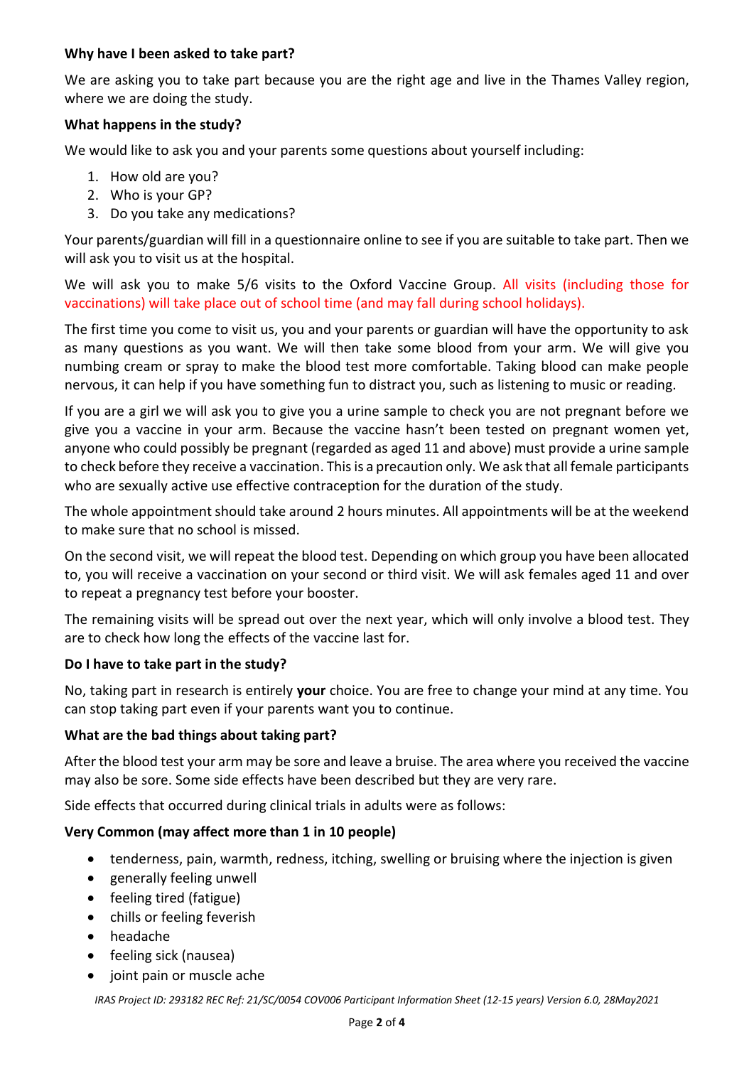**Why have I been asked to take part?**

We are asking you to take part because you are the right age and live in the Thames Valley region, where we are doing the study.

**What happens in the study?**

We would like to ask you and your parents some questions about yourself including:

1. How old are you?
2. Who is your GP?
3. Do you take any medications?

Your parents/guardian will fill in a questionnaire online to see if you are suitable to take part. Then we will ask you to visit us at the hospital.

We will ask you to make 5/6 visits to the Oxford Vaccine Group. All visits (including those for vaccinations) will take place out of school time (and may fall during school holidays).

The first time you come to visit us, you and your parents or guardian will have the opportunity to ask as many questions as you want. We will then take some blood from your arm. We will give you numbing cream or spray to make the blood test more comfortable. Taking blood can make people nervous, it can help if you have something fun to distract you, such as listening to music or reading.

If you are a girl we will ask you to give you a urine sample to check you are not pregnant before we give you a vaccine in your arm. Because the vaccine hasn't been tested on pregnant women yet, anyone who could possibly be pregnant (regarded as aged 11 and above) must provide a urine sample to check before they receive a vaccination. This is a precaution only. We ask that all female participants who are sexually active use effective contraception for the duration of the study.

The whole appointment should take around 2 hours minutes. All appointments will be at the weekend to make sure that no school is missed.

On the second visit, we will repeat the blood test. Depending on which group you have been allocated to, you will receive a vaccination on your second or third visit. We will ask females aged 11 and over to repeat a pregnancy test before your booster.

The remaining visits will be spread out over the next year, which will only involve a blood test. They are to check how long the effects of the vaccine last for.

**Do I have to take part in the study?**

No, taking part in research is entirely **your** choice. You are free to change your mind at any time. You can stop taking part even if your parents want you to continue.

**What are the bad things about taking part?**

After the blood test your arm may be sore and leave a bruise. The area where you received the vaccine may also be sore. Some side effects have been described but they are very rare.

Side effects that occurred during clinical trials in adults were as follows:

**Very Common (may affect more than 1 in 10 people)**

- tenderness, pain, warmth, redness, itching, swelling or bruising where the injection is given
- generally feeling unwell
- feeling tired (fatigue)
- chills or feeling feverish
- headache
- feeling sick (nausea)
- joint pain or muscle ache

*IRAS Project ID: 293182 REC Ref: 21/SC/0054 COV006 Participant Information Sheet (12-15 years) Version 6.0, 28May2021*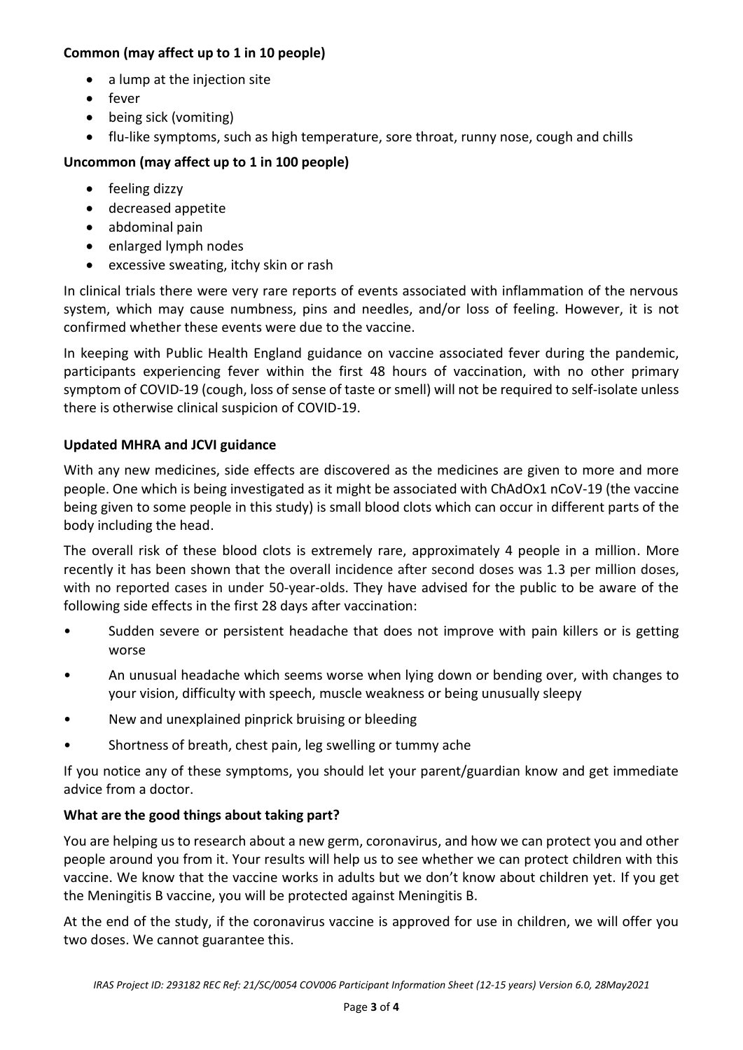**Common (may affect up to 1 in 10 people)**

- a lump at the injection site
- fever
- being sick (vomiting)
- flu-like symptoms, such as high temperature, sore throat, runny nose, cough and chills

**Uncommon (may affect up to 1 in 100 people)**

- feeling dizzy
- decreased appetite
- abdominal pain
- enlarged lymph nodes
- excessive sweating, itchy skin or rash

In clinical trials there were very rare reports of events associated with inflammation of the nervous system, which may cause numbness, pins and needles, and/or loss of feeling. However, it is not confirmed whether these events were due to the vaccine.

In keeping with Public Health England guidance on vaccine associated fever during the pandemic, participants experiencing fever within the first 48 hours of vaccination, with no other primary symptom of COVID-19 (cough, loss of sense of taste or smell) will not be required to self-isolate unless there is otherwise clinical suspicion of COVID-19.

**Updated MHRA and JCVI guidance**

With any new medicines, side effects are discovered as the medicines are given to more and more people. One which is being investigated as it might be associated with ChAdOx1 nCoV-19 (the vaccine being given to some people in this study) is small blood clots which can occur in different parts of the body including the head.

The overall risk of these blood clots is extremely rare, approximately 4 people in a million. More recently it has been shown that the overall incidence after second doses was 1.3 per million doses, with no reported cases in under 50-year-olds. They have advised for the public to be aware of the following side effects in the first 28 days after vaccination:

- Sudden severe or persistent headache that does not improve with pain killers or is getting worse
- An unusual headache which seems worse when lying down or bending over, with changes to your vision, difficulty with speech, muscle weakness or being unusually sleepy
- New and unexplained pinprick bruising or bleeding
- Shortness of breath, chest pain, leg swelling or tummy ache

If you notice any of these symptoms, you should let your parent/guardian know and get immediate advice from a doctor.

**What are the good things about taking part?**

You are helping us to research about a new germ, coronavirus, and how we can protect you and other people around you from it. Your results will help us to see whether we can protect children with this vaccine. We know that the vaccine works in adults but we don't know about children yet. If you get the Meningitis B vaccine, you will be protected against Meningitis B.

At the end of the study, if the coronavirus vaccine is approved for use in children, we will offer you two doses. We cannot guarantee this.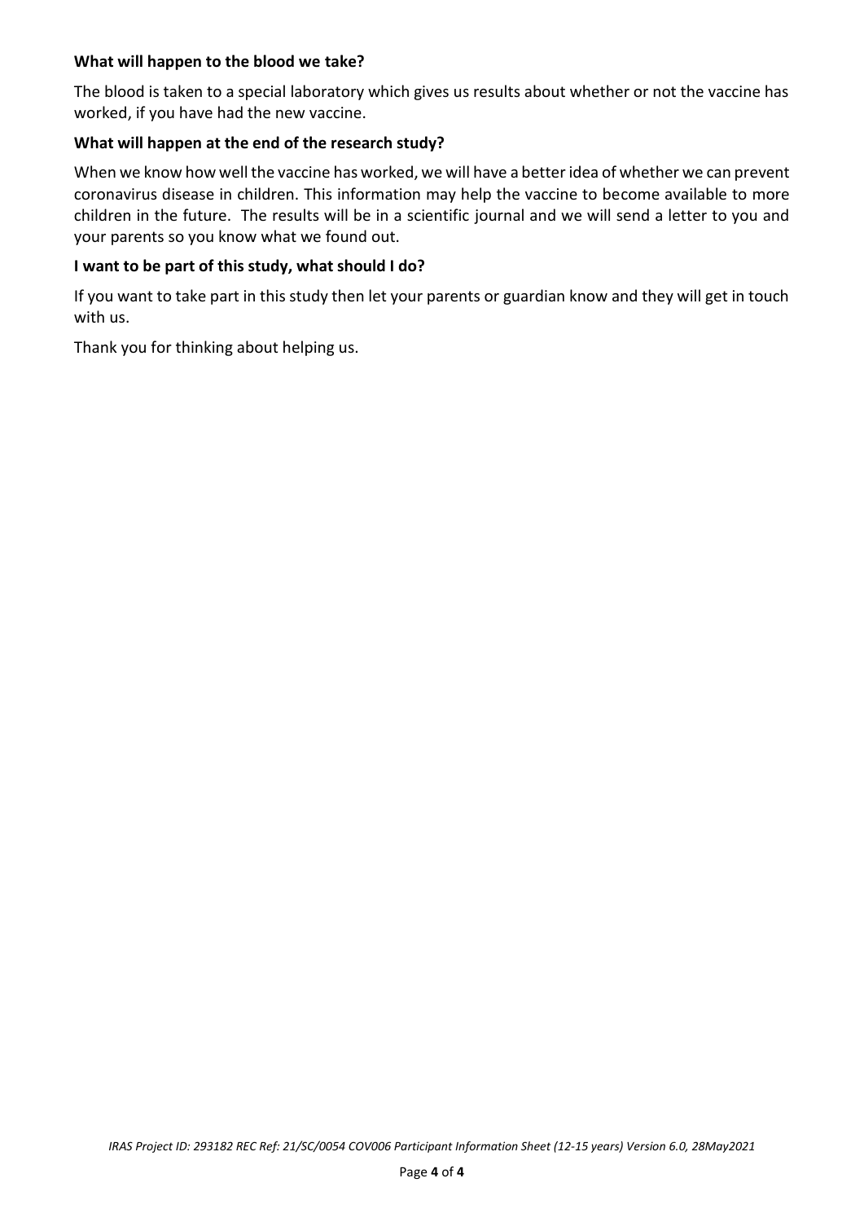**What will happen to the blood we take?**

The blood is taken to a special laboratory which gives us results about whether or not the vaccine has worked, if you have had the new vaccine.

**What will happen at the end of the research study?**

When we know how well the vaccine has worked, we will have a better idea of whether we can prevent coronavirus disease in children. This information may help the vaccine to become available to more children in the future. The results will be in a scientific journal and we will send a letter to you and your parents so you know what we found out.

**I want to be part of this study, what should I do?**

If you want to take part in this study then let your parents or guardian know and they will get in touch with us.

Thank you for thinking about helping us.